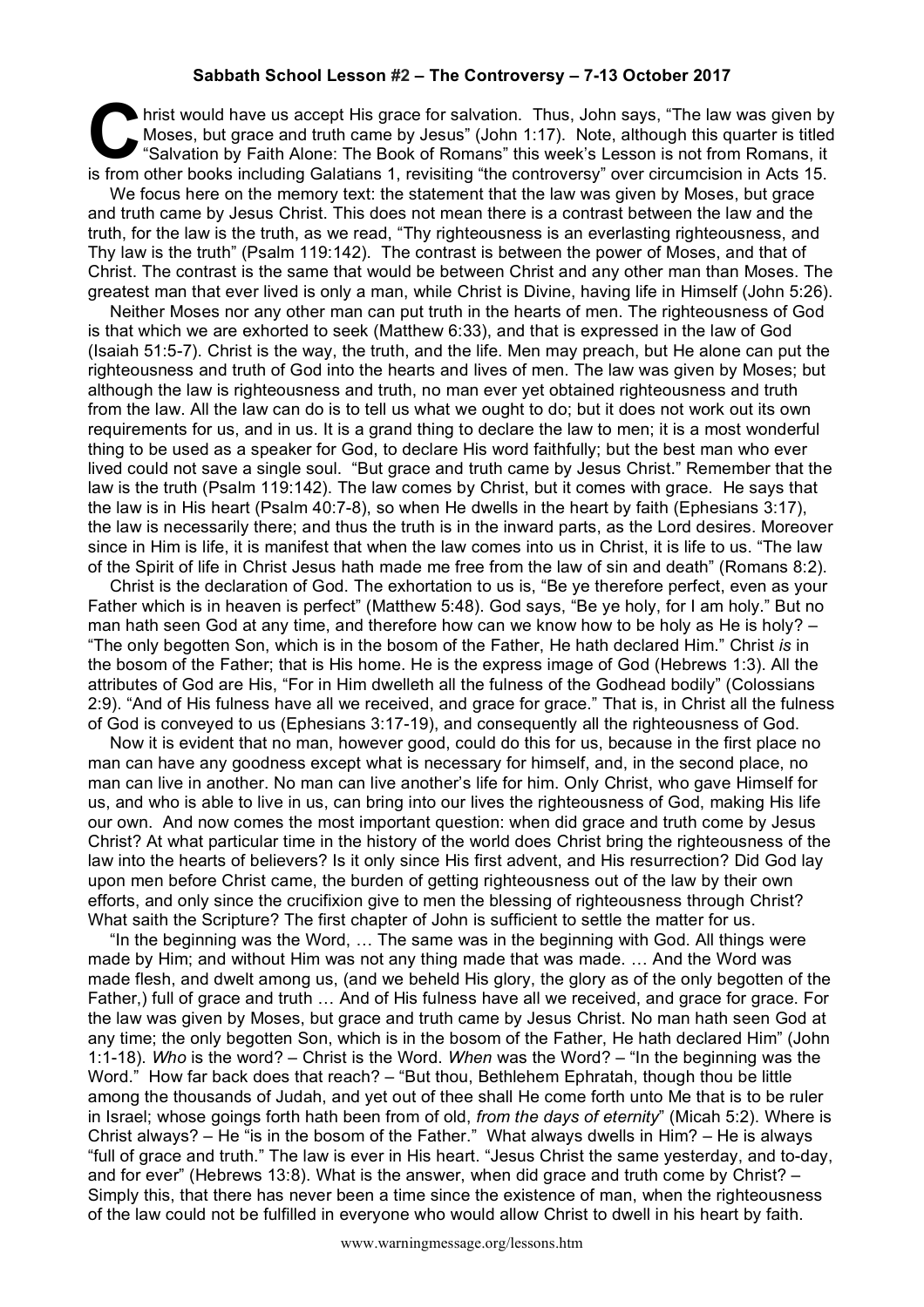**Sabbath School Lesson #2 – The Controversy – 7-13 October 2017**

Christ would have us accept His grace for salvation. Thus, John says, "The law was given by Moses, but grace and truth came by Jesus" (John 1:17). Note, although this quarter is titled "Salvation by Faith Alone: The Book of Romans" this week's Lesson is not from Romans, it is from other books including Galatians 1, revisiting "the controversy" over circumcision in Acts 15.

We focus here on the memory text: the statement that the law was given by Moses, but grace and truth came by Jesus Christ. This does not mean there is a contrast between the law and the truth, for the law is the truth, as we read, "Thy righteousness is an everlasting righteousness, and Thy law is the truth" (Psalm 119:142). The contrast is between the power of Moses, and that of Christ. The contrast is the same that would be between Christ and any other man than Moses. The greatest man that ever lived is only a man, while Christ is Divine, having life in Himself (John 5:26).

Neither Moses nor any other man can put truth in the hearts of men. The righteousness of God is that which we are exhorted to seek (Matthew 6:33), and that is expressed in the law of God (Isaiah 51:5-7). Christ is the way, the truth, and the life. Men may preach, but He alone can put the righteousness and truth of God into the hearts and lives of men. The law was given by Moses; but although the law is righteousness and truth, no man ever yet obtained righteousness and truth from the law. All the law can do is to tell us what we ought to do; but it does not work out its own requirements for us, and in us. It is a grand thing to declare the law to men; it is a most wonderful thing to be used as a speaker for God, to declare His word faithfully; but the best man who ever lived could not save a single soul. "But grace and truth came by Jesus Christ." Remember that the law is the truth (Psalm 119:142). The law comes by Christ, but it comes with grace. He says that the law is in His heart (Psalm 40:7-8), so when He dwells in the heart by faith (Ephesians 3:17), the law is necessarily there; and thus the truth is in the inward parts, as the Lord desires. Moreover since in Him is life, it is manifest that when the law comes into us in Christ, it is life to us. "The law of the Spirit of life in Christ Jesus hath made me free from the law of sin and death" (Romans 8:2).

Christ is the declaration of God. The exhortation to us is, "Be ye therefore perfect, even as your Father which is in heaven is perfect" (Matthew 5:48). God says, "Be ye holy, for I am holy." But no man hath seen God at any time, and therefore how can we know how to be holy as He is holy? – "The only begotten Son, which is in the bosom of the Father, He hath declared Him." Christ *is* in the bosom of the Father; that is His home. He is the express image of God (Hebrews 1:3). All the attributes of God are His, "For in Him dwelleth all the fulness of the Godhead bodily" (Colossians 2:9). "And of His fulness have all we received, and grace for grace." That is, in Christ all the fulness of God is conveyed to us (Ephesians 3:17-19), and consequently all the righteousness of God.

Now it is evident that no man, however good, could do this for us, because in the first place no man can have any goodness except what is necessary for himself, and, in the second place, no man can live in another. No man can live another's life for him. Only Christ, who gave Himself for us, and who is able to live in us, can bring into our lives the righteousness of God, making His life our own. And now comes the most important question: when did grace and truth come by Jesus Christ? At what particular time in the history of the world does Christ bring the righteousness of the law into the hearts of believers? Is it only since His first advent, and His resurrection? Did God lay upon men before Christ came, the burden of getting righteousness out of the law by their own efforts, and only since the crucifixion give to men the blessing of righteousness through Christ? What saith the Scripture? The first chapter of John is sufficient to settle the matter for us.

"In the beginning was the Word, … The same was in the beginning with God. All things were made by Him; and without Him was not any thing made that was made. … And the Word was made flesh, and dwelt among us, (and we beheld His glory, the glory as of the only begotten of the Father,) full of grace and truth … And of His fulness have all we received, and grace for grace. For the law was given by Moses, but grace and truth came by Jesus Christ. No man hath seen God at any time; the only begotten Son, which is in the bosom of the Father, He hath declared Him" (John 1:1-18). *Who* is the word? – Christ is the Word. *When* was the Word? – "In the beginning was the Word." How far back does that reach? – "But thou, Bethlehem Ephratah, though thou be little among the thousands of Judah, and yet out of thee shall He come forth unto Me that is to be ruler in Israel; whose goings forth hath been from of old, *from the days of eternity*" (Micah 5:2). Where is Christ always? – He "is in the bosom of the Father." What always dwells in Him? – He is always "full of grace and truth." The law is ever in His heart. "Jesus Christ the same yesterday, and to-day, and for ever" (Hebrews 13:8). What is the answer, when did grace and truth come by Christ? – Simply this, that there has never been a time since the existence of man, when the righteousness of the law could not be fulfilled in everyone who would allow Christ to dwell in his heart by faith.

www.warningmessage.org/lessons.htm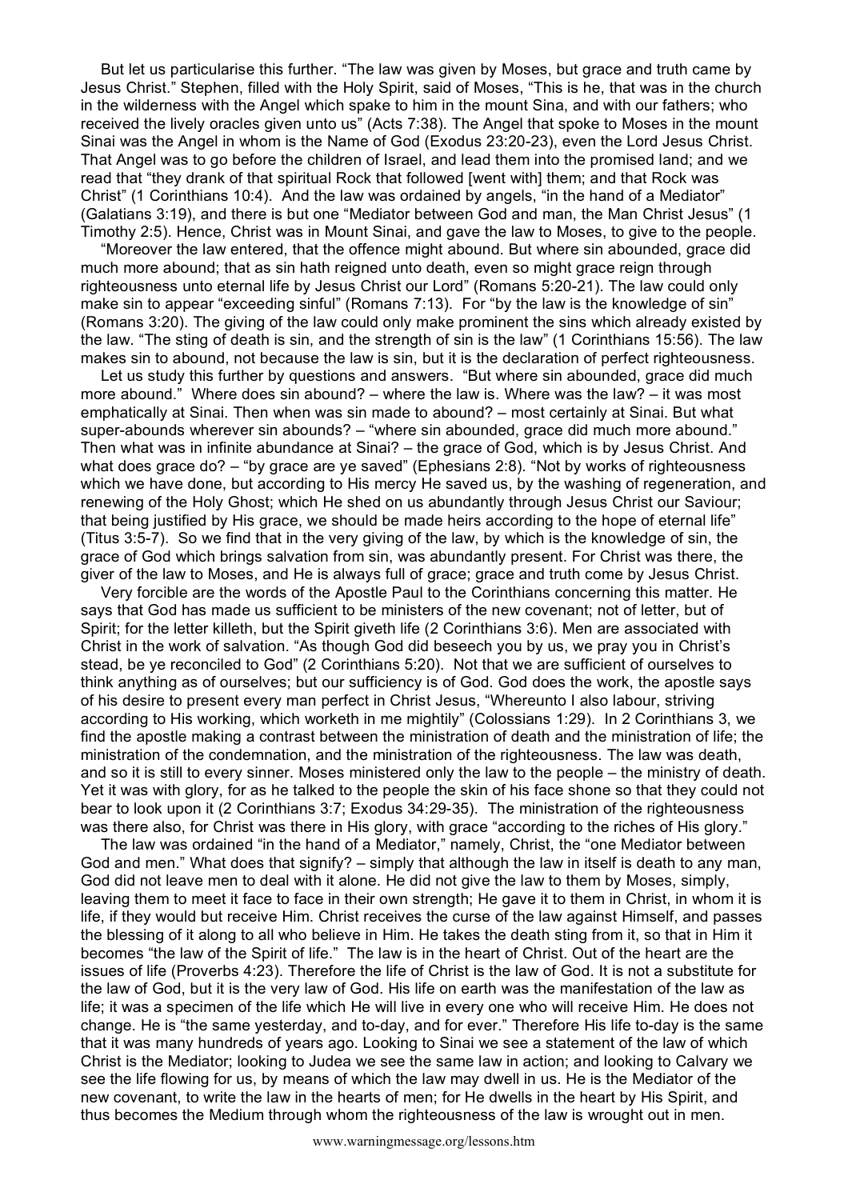But let us particularise this further. "The law was given by Moses, but grace and truth came by Jesus Christ." Stephen, filled with the Holy Spirit, said of Moses, "This is he, that was in the church in the wilderness with the Angel which spake to him in the mount Sina, and with our fathers; who received the lively oracles given unto us" (Acts 7:38). The Angel that spoke to Moses in the mount Sinai was the Angel in whom is the Name of God (Exodus 23:20-23), even the Lord Jesus Christ. That Angel was to go before the children of Israel, and lead them into the promised land; and we read that "they drank of that spiritual Rock that followed [went with] them; and that Rock was Christ" (1 Corinthians 10:4). And the law was ordained by angels, "in the hand of a Mediator" (Galatians 3:19), and there is but one "Mediator between God and man, the Man Christ Jesus" (1 Timothy 2:5). Hence, Christ was in Mount Sinai, and gave the law to Moses, to give to the people.

"Moreover the law entered, that the offence might abound. But where sin abounded, grace did much more abound; that as sin hath reigned unto death, even so might grace reign through righteousness unto eternal life by Jesus Christ our Lord" (Romans 5:20-21). The law could only make sin to appear "exceeding sinful" (Romans 7:13). For "by the law is the knowledge of sin" (Romans 3:20). The giving of the law could only make prominent the sins which already existed by the law. "The sting of death is sin, and the strength of sin is the law" (1 Corinthians 15:56). The law makes sin to abound, not because the law is sin, but it is the declaration of perfect righteousness.

Let us study this further by questions and answers. "But where sin abounded, grace did much more abound." Where does sin abound? – where the law is. Where was the law? – it was most emphatically at Sinai. Then when was sin made to abound? – most certainly at Sinai. But what super-abounds wherever sin abounds? – "where sin abounded, grace did much more abound." Then what was in infinite abundance at Sinai? – the grace of God, which is by Jesus Christ. And what does grace do? – "by grace are ye saved" (Ephesians 2:8). "Not by works of righteousness which we have done, but according to His mercy He saved us, by the washing of regeneration, and renewing of the Holy Ghost; which He shed on us abundantly through Jesus Christ our Saviour; that being justified by His grace, we should be made heirs according to the hope of eternal life" (Titus 3:5-7). So we find that in the very giving of the law, by which is the knowledge of sin, the grace of God which brings salvation from sin, was abundantly present. For Christ was there, the giver of the law to Moses, and He is always full of grace; grace and truth come by Jesus Christ.

Very forcible are the words of the Apostle Paul to the Corinthians concerning this matter. He says that God has made us sufficient to be ministers of the new covenant; not of letter, but of Spirit; for the letter killeth, but the Spirit giveth life (2 Corinthians 3:6). Men are associated with Christ in the work of salvation. "As though God did beseech you by us, we pray you in Christ's stead, be ye reconciled to God" (2 Corinthians 5:20). Not that we are sufficient of ourselves to think anything as of ourselves; but our sufficiency is of God. God does the work, the apostle says of his desire to present every man perfect in Christ Jesus, "Whereunto I also labour, striving according to His working, which worketh in me mightily" (Colossians 1:29). In 2 Corinthians 3, we find the apostle making a contrast between the ministration of death and the ministration of life; the ministration of the condemnation, and the ministration of the righteousness. The law was death, and so it is still to every sinner. Moses ministered only the law to the people – the ministry of death. Yet it was with glory, for as he talked to the people the skin of his face shone so that they could not bear to look upon it (2 Corinthians 3:7; Exodus 34:29-35). The ministration of the righteousness was there also, for Christ was there in His glory, with grace "according to the riches of His glory."

The law was ordained "in the hand of a Mediator," namely, Christ, the "one Mediator between God and men." What does that signify? – simply that although the law in itself is death to any man, God did not leave men to deal with it alone. He did not give the law to them by Moses, simply, leaving them to meet it face to face in their own strength; He gave it to them in Christ, in whom it is life, if they would but receive Him. Christ receives the curse of the law against Himself, and passes the blessing of it along to all who believe in Him. He takes the death sting from it, so that in Him it becomes "the law of the Spirit of life." The law is in the heart of Christ. Out of the heart are the issues of life (Proverbs 4:23). Therefore the life of Christ is the law of God. It is not a substitute for the law of God, but it is the very law of God. His life on earth was the manifestation of the law as life; it was a specimen of the life which He will live in every one who will receive Him. He does not change. He is "the same yesterday, and to-day, and for ever." Therefore His life to-day is the same that it was many hundreds of years ago. Looking to Sinai we see a statement of the law of which Christ is the Mediator; looking to Judea we see the same law in action; and looking to Calvary we see the life flowing for us, by means of which the law may dwell in us. He is the Mediator of the new covenant, to write the law in the hearts of men; for He dwells in the heart by His Spirit, and thus becomes the Medium through whom the righteousness of the law is wrought out in men.